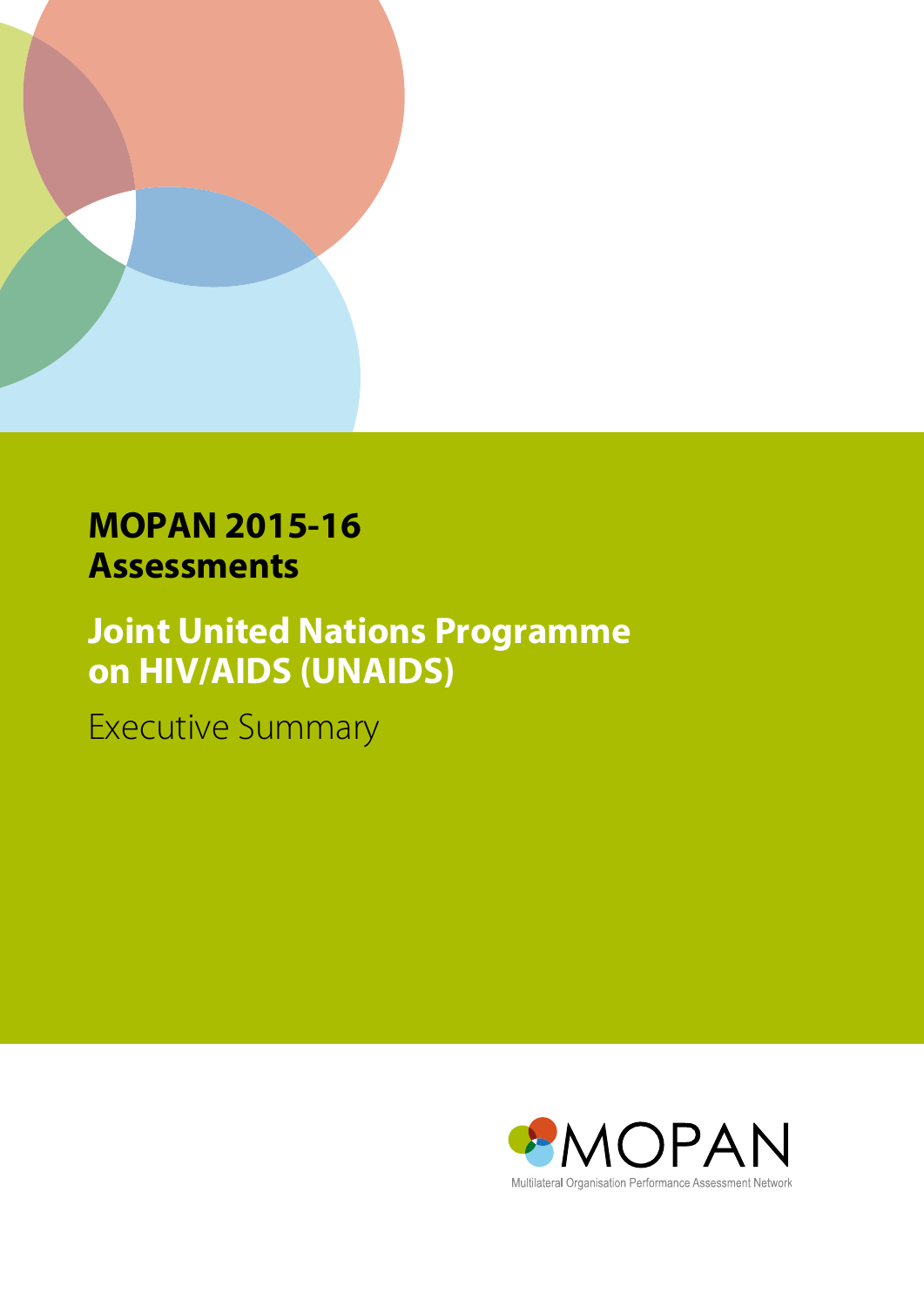# MOPAN 2015-16 Assessments

## Joint United Nations Programme on HIV/AIDS (UNAIDS)

Executive Summary

MOPAN

Multilateral Organisation Performance Assessment Network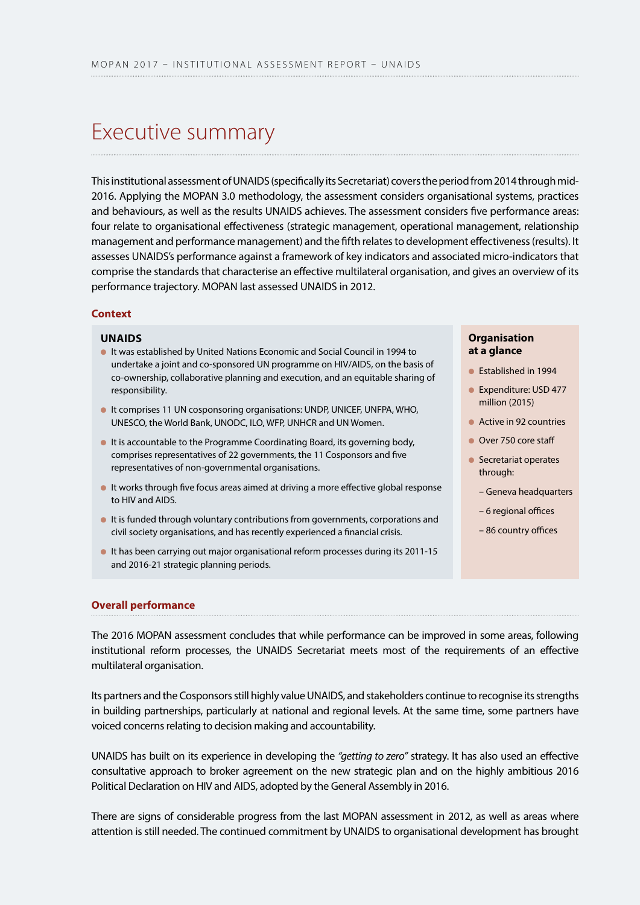# Executive summary

This institutional assessment of UNAIDS (specifically its Secretariat) covers the period from 2014 through mid-2016. Applying the MOPAN 3.0 methodology, the assessment considers organisational systems, practices and behaviours, as well as the results UNAIDS achieves. The assessment considers five performance areas: four relate to organisational effectiveness (strategic management, operational management, relationship management and performance management) and the fifth relates to development effectiveness (results). It assesses UNAIDS's performance against a framework of key indicators and associated micro-indicators that comprise the standards that characterise an effective multilateral organisation, and gives an overview of its performance trajectory. MOPAN last assessed UNAIDS in 2012.

### Context

**UNAIDS**

- It was established by United Nations Economic and Social Council in 1994 to undertake a joint and co-sponsored UN programme on HIV/AIDS, on the basis of co-ownership, collaborative planning and execution, and an equitable sharing of responsibility.
- It comprises 11 UN cosponsoring organisations: UNDP, UNICEF, UNFPA, WHO, UNESCO, the World Bank, UNODC, ILO, WFP, UNHCR and UN Women.
- It is accountable to the Programme Coordinating Board, its governing body, comprises representatives of 22 governments, the 11 Cosponsors and five representatives of non-governmental organisations.
- It works through five focus areas aimed at driving a more effective global response to HIV and AIDS.
- It is funded through voluntary contributions from governments, corporations and civil society organisations, and has recently experienced a financial crisis.
- It has been carrying out major organisational reform processes during its 2011-15 and 2016-21 strategic planning periods.

**Organisation at a glance**

- Established in 1994
- Expenditure: USD 477 million (2015)
- Active in 92 countries
- Over 750 core staff
- Secretariat operates through:
  - Geneva headquarters
  - 6 regional offices
  - 86 country offices

### Overall performance

The 2016 MOPAN assessment concludes that while performance can be improved in some areas, following institutional reform processes, the UNAIDS Secretariat meets most of the requirements of an effective multilateral organisation.

Its partners and the Cosponsors still highly value UNAIDS, and stakeholders continue to recognise its strengths in building partnerships, particularly at national and regional levels. At the same time, some partners have voiced concerns relating to decision making and accountability.

UNAIDS has built on its experience in developing the *"getting to zero"* strategy. It has also used an effective consultative approach to broker agreement on the new strategic plan and on the highly ambitious 2016 Political Declaration on HIV and AIDS, adopted by the General Assembly in 2016.

There are signs of considerable progress from the last MOPAN assessment in 2012, as well as areas where attention is still needed. The continued commitment by UNAIDS to organisational development has brought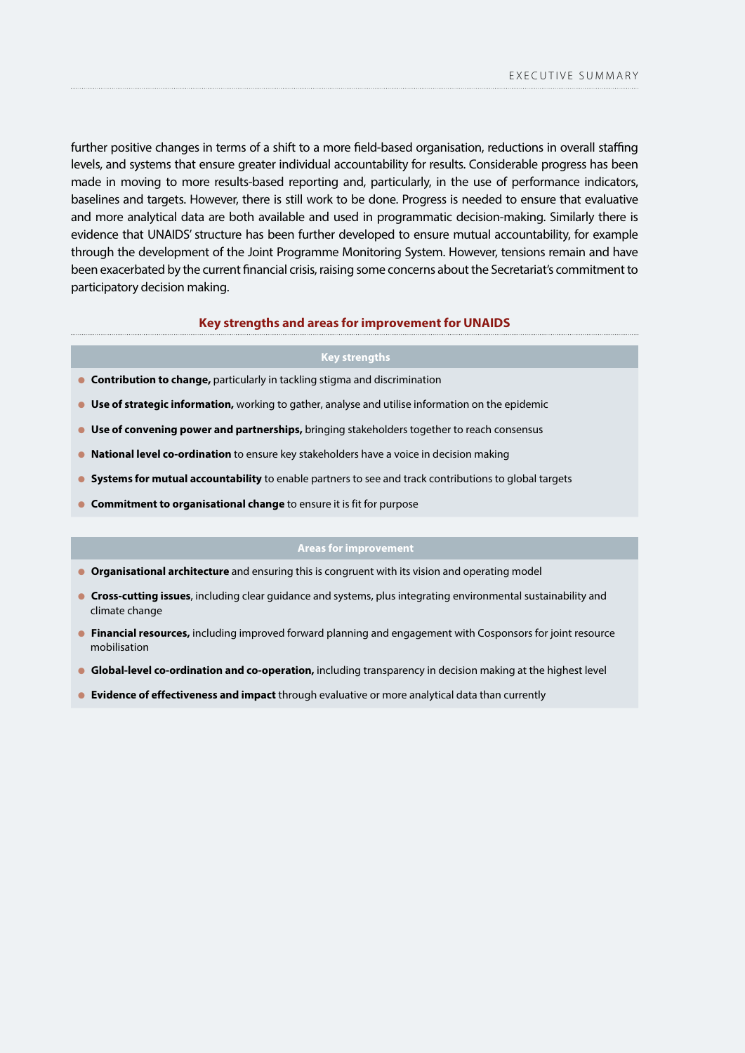further positive changes in terms of a shift to a more field-based organisation, reductions in overall staffing levels, and systems that ensure greater individual accountability for results. Considerable progress has been made in moving to more results-based reporting and, particularly, in the use of performance indicators, baselines and targets. However, there is still work to be done. Progress is needed to ensure that evaluative and more analytical data are both available and used in programmatic decision-making. Similarly there is evidence that UNAIDS' structure has been further developed to ensure mutual accountability, for example through the development of the Joint Programme Monitoring System. However, tensions remain and have been exacerbated by the current financial crisis, raising some concerns about the Secretariat's commitment to participatory decision making.

## Key strengths and areas for improvement for UNAIDS

### Key strengths

- **Contribution to change,** particularly in tackling stigma and discrimination
- **Use of strategic information,** working to gather, analyse and utilise information on the epidemic
- **Use of convening power and partnerships,** bringing stakeholders together to reach consensus
- **National level co-ordination** to ensure key stakeholders have a voice in decision making
- **Systems for mutual accountability** to enable partners to see and track contributions to global targets
- **Commitment to organisational change** to ensure it is fit for purpose

### Areas for improvement

- **Organisational architecture** and ensuring this is congruent with its vision and operating model
- **Cross-cutting issues**, including clear guidance and systems, plus integrating environmental sustainability and climate change
- **Financial resources,** including improved forward planning and engagement with Cosponsors for joint resource mobilisation
- **Global-level co-ordination and co-operation,** including transparency in decision making at the highest level
- **Evidence of effectiveness and impact** through evaluative or more analytical data than currently